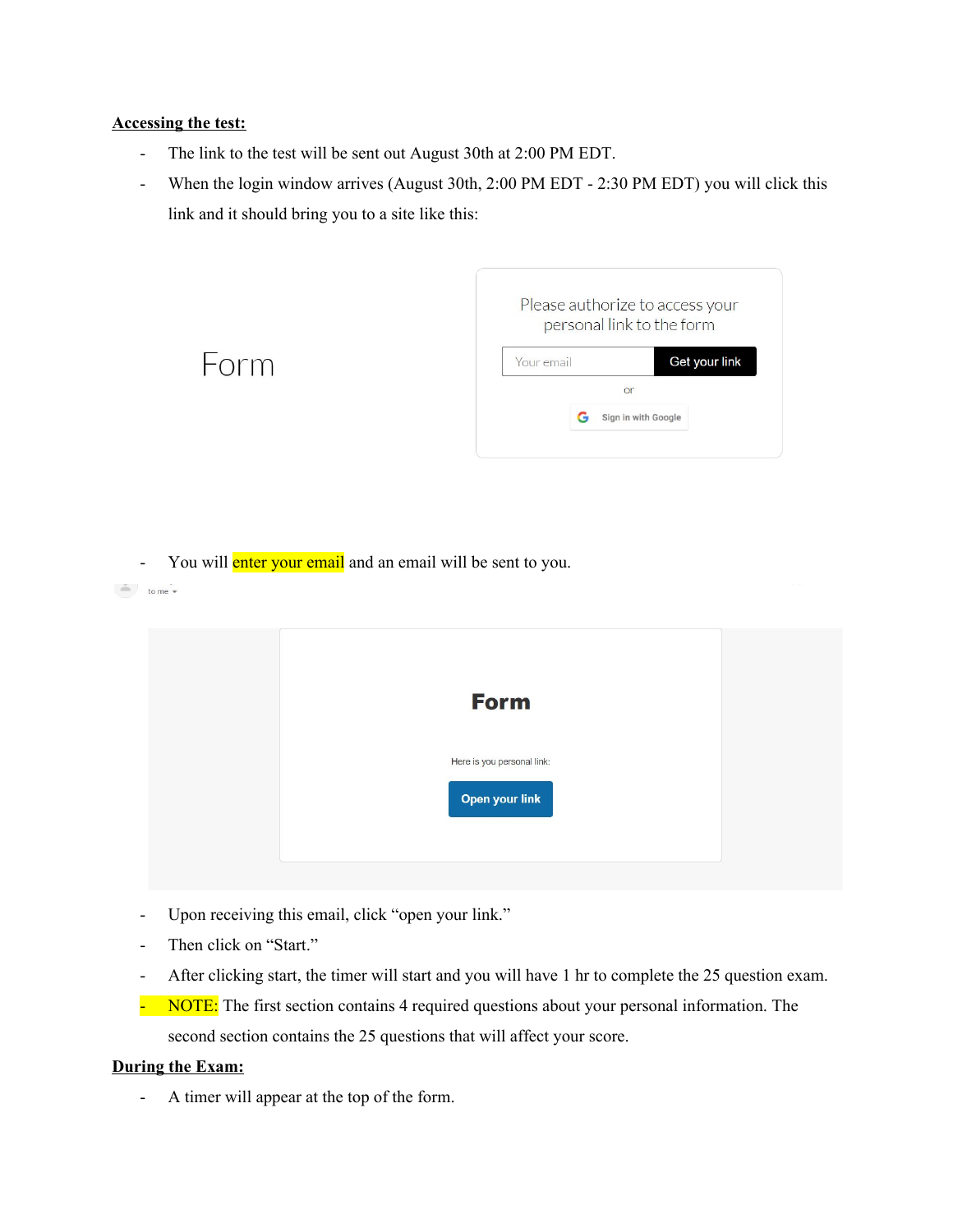**Accessing the test:**

- The link to the test will be sent out August 30th at 2:00 PM EDT.
- When the login window arrives (August 30th, 2:00 PM EDT - 2:30 PM EDT) you will click this link and it should bring you to a site like this:

Form

Please authorize to access your personal link to the form

Your email | Get your link

or

Sign in with Google

- You will enter your email and an email will be sent to you.

to me

Form

Here is you personal link:

Open your link

- Upon receiving this email, click "open your link."
- Then click on "Start."
- After clicking start, the timer will start and you will have 1 hr to complete the 25 question exam.
- NOTE: The first section contains 4 required questions about your personal information. The second section contains the 25 questions that will affect your score.

**During the Exam:**

- A timer will appear at the top of the form.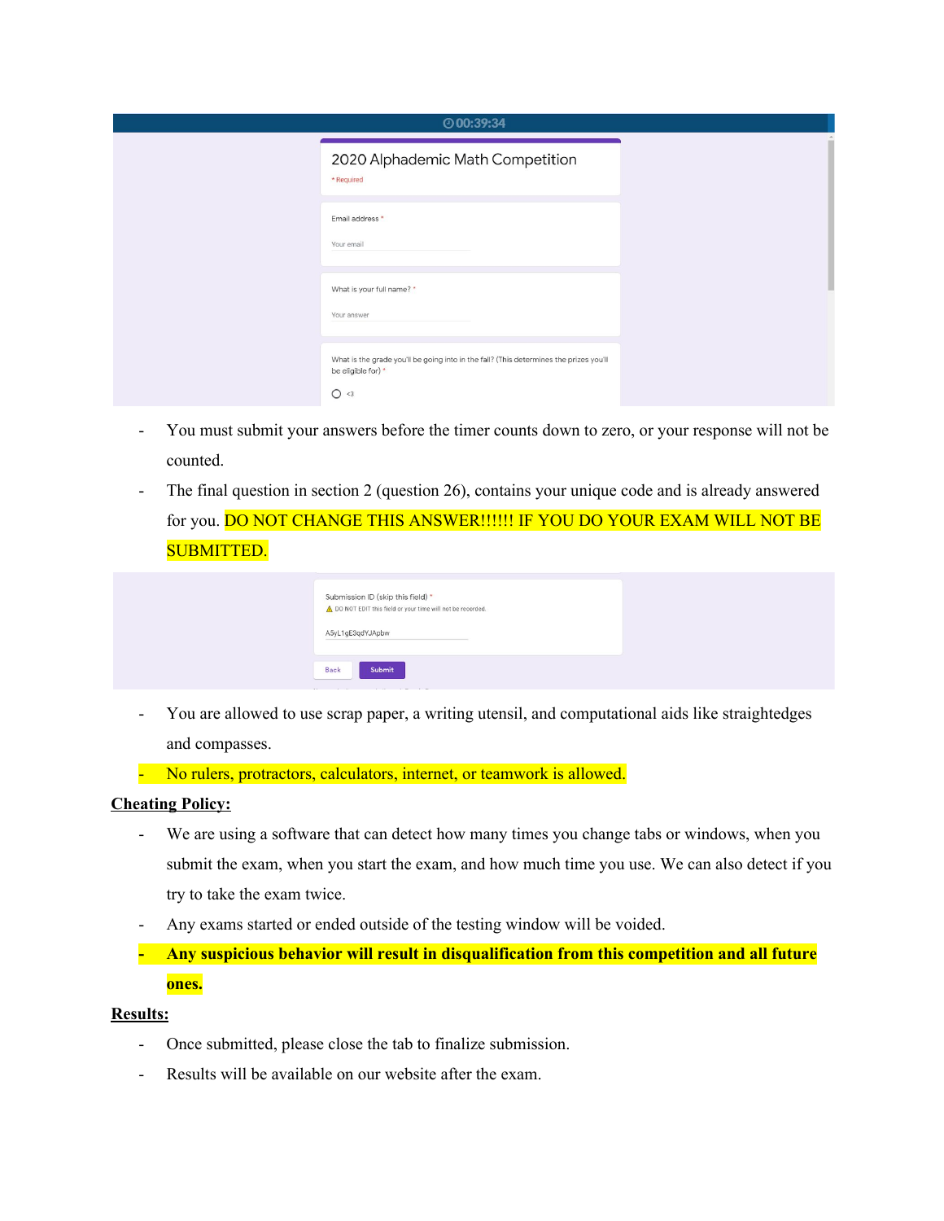00:39:34

2020 Alphademic Math Competition

* Required

Email address *

Your email

What is your full name? *

Your answer

What is the grade you'll be going into in the fall? (This determines the prizes you'll be eligible for) *

<3

- You must submit your answers before the timer counts down to zero, or your response will not be counted.
- The final question in section 2 (question 26), contains your unique code and is already answered for you. DO NOT CHANGE THIS ANSWER!!!!!! IF YOU DO YOUR EXAM WILL NOT BE SUBMITTED.

Submission ID (skip this field) *

DO NOT EDIT this field or your time will not be recorded.

A5yL1gE3qdYJApbw

Back Submit

- You are allowed to use scrap paper, a writing utensil, and computational aids like straightedges and compasses.
- No rulers, protractors, calculators, internet, or teamwork is allowed.

**Cheating Policy:**

- We are using a software that can detect how many times you change tabs or windows, when you submit the exam, when you start the exam, and how much time you use. We can also detect if you try to take the exam twice.
- Any exams started or ended outside of the testing window will be voided.
- **Any suspicious behavior will result in disqualification from this competition and all future ones.**

**Results:**

- Once submitted, please close the tab to finalize submission.
- Results will be available on our website after the exam.